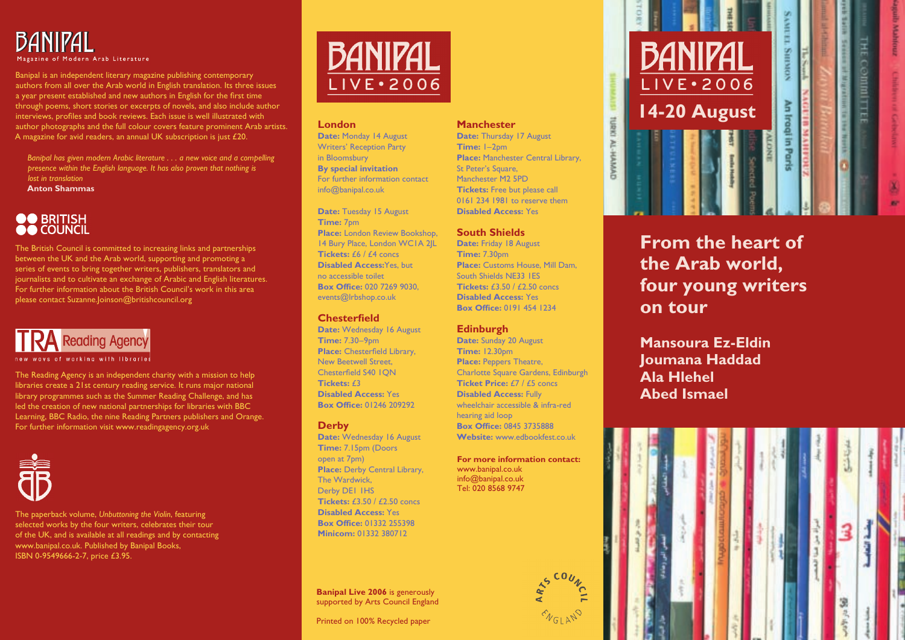# BANIPAL

Magazine of Modern Arab Literature

Banipal is an independent literary magazine publishing contemporary authors from all over the Arab world in English translation. Its three issues a year present established and new authors in English for the first time through poems, short stories or excerpts of novels, and also include author interviews, profiles and book reviews. Each issue is well illustrated with author photographs and the full colour covers feature prominent Arab artists. A magazine for avid readers, an annual UK subscription is just £20.

*Banipal has given modern Arabic literature . . . a new voice and a compelling presence within the English language. It has also proven that nothing is lost in translation*
**Anton Shammas**

## BRITISH COUNCIL

The British Council is committed to increasing links and partnerships between the UK and the Arab world, supporting and promoting a series of events to bring together writers, publishers, translators and journalists and to cultivate an exchange of Arabic and English literatures. For further information about the British Council's work in this area please contact Suzanne.Joinson@britishcouncil.org

## TRA Reading Agency

new ways of working with libraries

The Reading Agency is an independent charity with a mission to help libraries create a 21st century reading service. It runs major national library programmes such as the Summer Reading Challenge, and has led the creation of new national partnerships for libraries with BBC Learning, BBC Radio, the nine Reading Partners publishers and Orange. For further information visit www.readingagency.org.uk

The paperback volume, *Unbuttoning the Violin*, featuring selected works by the four writers, celebrates their tour of the UK, and is available at all readings and by contacting www.banipal.co.uk. Published by Banipal Books, ISBN 0-9549666-2-7, price £3.95.

# BANIPAL LIVE • 2006

### London

**Date:** Monday 14 August
Writers' Reception Party
in Bloomsbury
**By special invitation**
For further information contact
info@banipal.co.uk

**Date:** Tuesday 15 August
**Time:** 7pm
**Place:** London Review Bookshop, 14 Bury Place, London WC1A 2JL
**Tickets:** £6 / £4 concs
**Disabled Access:** Yes, but no accessible toilet
**Box Office:** 020 7269 9030, events@lrbshop.co.uk

### Chesterfield

**Date:** Wednesday 16 August
**Time:** 7.30–9pm
**Place:** Chesterfield Library, New Beetwell Street, Chesterfield S40 1QN
**Tickets:** £3
**Disabled Access:** Yes
**Box Office:** 01246 209292

### Derby

**Date:** Wednesday 16 August
**Time:** 7.15pm (Doors open at 7pm)
**Place:** Derby Central Library, The Wardwick, Derby DE1 1HS
**Tickets:** £3.50 / £2.50 concs
**Disabled Access:** Yes
**Box Office:** 01332 255398
**Minicom:** 01332 380712

### Manchester

**Date:** Thursday 17 August
**Time:** 1–2pm
**Place:** Manchester Central Library, St Peter's Square, Manchester M2 5PD
**Tickets:** Free but please call 0161 234 1981 to reserve them
**Disabled Access:** Yes

### South Shields

**Date:** Friday 18 August
**Time:** 7.30pm
**Place:** Customs House, Mill Dam, South Shields NE33 1ES
**Tickets:** £3.50 / £2.50 concs
**Disabled Access:** Yes
**Box Office:** 0191 454 1234

### Edinburgh

**Date:** Sunday 20 August
**Time:** 12.30pm
**Place:** Peppers Theatre, Charlotte Square Gardens, Edinburgh
**Ticket Price:** £7 / £5 concs
**Disabled Access:** Fully wheelchair accessible & infra-red hearing aid loop
**Box Office:** 0845 3735888
**Website:** www.edbookfest.co.uk

**For more information contact:**
www.banipal.co.uk
info@banipal.co.uk
Tel: 020 8568 9747

**Banipal Live 2006** is generously supported by Arts Council England

Printed on 100% Recycled paper

ARTS COUNCIL ENGLAND

# BANIPAL LIVE • 2006

## 14-20 August

## From the heart of the Arab world, four young writers on tour

**Mansoura Ez-Eldin**
**Joumana Haddad**
**Ala Hlehel**
**Abed Ismael**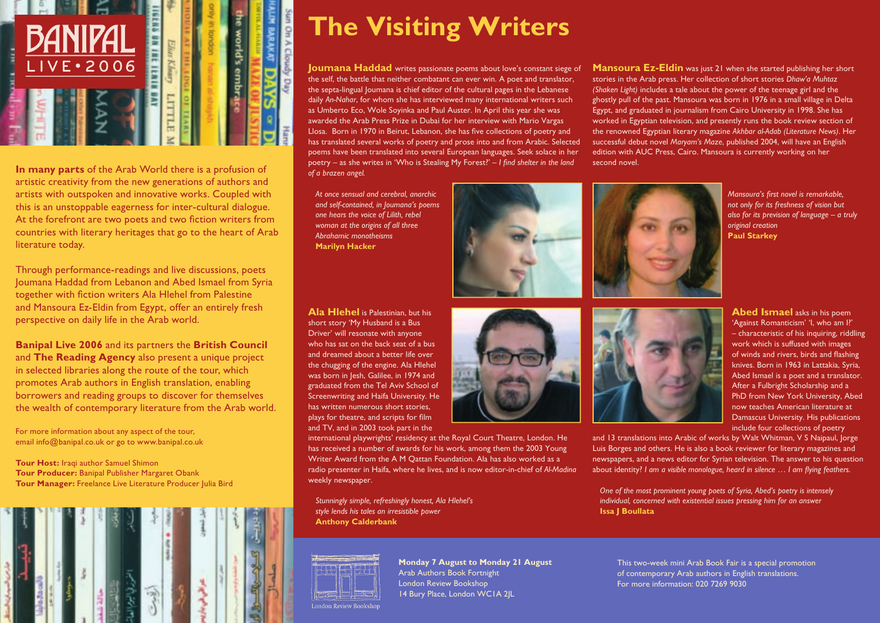BANIPAL

LIVE•2006

**In many parts** of the Arab World there is a profusion of artistic creativity from the new generations of authors and artists with outspoken and innovative works. Coupled with this is an unstoppable eagerness for inter-cultural dialogue. At the forefront are two poets and two fiction writers from countries with literary heritages that go to the heart of Arab literature today.

Through performance-readings and live discussions, poets Joumana Haddad from Lebanon and Abed Ismael from Syria together with fiction writers Ala Hlehel from Palestine and Mansoura Ez-Eldin from Egypt, offer an entirely fresh perspective on daily life in the Arab world.

**Banipal Live 2006** and its partners the **British Council** and **The Reading Agency** also present a unique project in selected libraries along the route of the tour, which promotes Arab authors in English translation, enabling borrowers and reading groups to discover for themselves the wealth of contemporary literature from the Arab world.

For more information about any aspect of the tour, email info@banipal.co.uk or go to www.banipal.co.uk

**Tour Host:** Iraqi author Samuel Shimon
**Tour Producer:** Banipal Publisher Margaret Obank
**Tour Manager:** Freelance Live Literature Producer Julia Bird

# The Visiting Writers

**Joumana Haddad** writes passionate poems about love's constant siege of the self, the battle that neither combatant can ever win. A poet and translator, the septa-lingual Joumana is chief editor of the cultural pages in the Lebanese daily *An-Nahar*, for whom she has interviewed many international writers such as Umberto Eco, Wole Soyinka and Paul Auster. In April this year she was awarded the Arab Press Prize in Dubai for her interview with Mario Vargas Llosa. Born in 1970 in Beirut, Lebanon, she has five collections of poetry and has translated several works of poetry and prose into and from Arabic. Selected poems have been translated into several European languages. Seek solace in her poetry – as she writes in 'Who is Stealing My Forest?' – *I find shelter in the land of a brazen angel.*

*At once sensual and cerebral, anarchic and self-contained, in Joumana's poems one hears the voice of Lilith, rebel woman at the origins of all three Abrahamic monotheisms*
**Marilyn Hacker**

**Mansoura Ez-Eldin** was just 21 when she started publishing her short stories in the Arab press. Her collection of short stories *Dhaw'a Muhtaz (Shaken Light)* includes a tale about the power of the teenage girl and the ghostly pull of the past. Mansoura was born in 1976 in a small village in Delta Egypt, and graduated in journalism from Cairo University in 1998. She has worked in Egyptian television, and presently runs the book review section of the renowned Egyptian literary magazine *Akhbar al-Adab (Literature News)*. Her successful debut novel *Maryam's Maze*, published 2004, will have an English edition with AUC Press, Cairo. Mansoura is currently working on her second novel.

*Mansoura's first novel is remarkable, not only for its freshness of vision but also for its prevision of language – a truly original creation*
**Paul Starkey**

**Ala Hlehel** is Palestinian, but his short story 'My Husband is a Bus Driver' will resonate with anyone who has sat on the back seat of a bus and dreamed about a better life over the chugging of the engine. Ala Hlehel was born in Jesh, Galilee, in 1974 and graduated from the Tel Aviv School of Screenwriting and Haifa University. He has written numerous short stories, plays for theatre, and scripts for film and TV, and in 2003 took part in the international playwrights' residency at the Royal Court Theatre, London. He has received a number of awards for his work, among them the 2003 Young Writer Award from the A M Qattan Foundation. Ala has also worked as a radio presenter in Haifa, where he lives, and is now editor-in-chief of *Al-Madina* weekly newspaper.

*Stunningly simple, refreshingly honest, Ala Hlehel's style lends his tales an irresistible power*
**Anthony Calderbank**

**Abed Ismael** asks in his poem 'Against Romanticism' 'I, who am I?' – characteristic of his inquiring, riddling work which is suffused with images of winds and rivers, birds and flashing knives. Born in 1963 in Lattakia, Syria, Abed Ismael is a poet and a translator. After a Fulbright Scholarship and a PhD from New York University, Abed now teaches American literature at Damascus University. His publications include four collections of poetry and 13 translations into Arabic of works by Walt Whitman, V S Naipaul, Jorge Luis Borges and others. He is also a book reviewer for literary magazines and newspapers, and a news editor for Syrian television. The answer to his question about identity? *I am a visible monologue, heard in silence … I am flying feathers.*

*One of the most prominent young poets of Syria, Abed's poetry is intensely individual, concerned with existential issues pressing him for an answer*
**Issa J Boullata**

London Review Bookshop

**Monday 7 August to Monday 21 August**
Arab Authors Book Fortnight
London Review Bookshop
14 Bury Place, London WC1A 2JL

This two-week mini Arab Book Fair is a special promotion of contemporary Arab authors in English translations.
For more information: 020 7269 9030